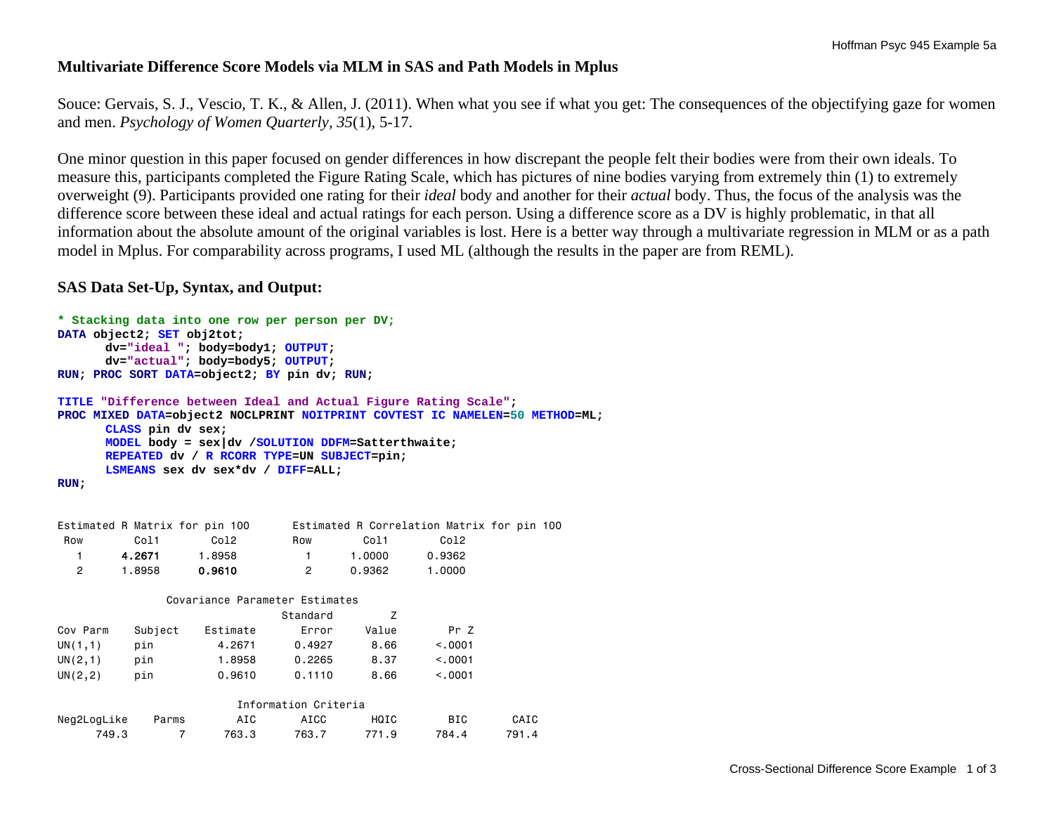**Multivariate Difference Score Models via MLM in SAS and Path Models in Mplus**

Souce: Gervais, S. J., Vescio, T. K., & Allen, J. (2011). When what you see if what you get: The consequences of the objectifying gaze for women and men. *Psychology of Women Quarterly, 35*(1), 5-17.

One minor question in this paper focused on gender differences in how discrepant the people felt their bodies were from their own ideals. To measure this, participants completed the Figure Rating Scale, which has pictures of nine bodies varying from extremely thin (1) to extremely overweight (9). Participants provided one rating for their *ideal* body and another for their *actual* body. Thus, the focus of the analysis was the difference score between these ideal and actual ratings for each person. Using a difference score as a DV is highly problematic, in that all information about the absolute amount of the original variables is lost. Here is a better way through a multivariate regression in MLM or as a path model in Mplus. For comparability across programs, I used ML (although the results in the paper are from REML).

**SAS Data Set-Up, Syntax, and Output:**

```
* Stacking data into one row per person per DV;
DATA object2; SET obj2tot;
      dv="ideal "; body=body1; OUTPUT;
      dv="actual"; body=body5; OUTPUT;
RUN; PROC SORT DATA=object2; BY pin dv; RUN;

TITLE "Difference between Ideal and Actual Figure Rating Scale";
PROC MIXED DATA=object2 NOCLPRINT NOITPRINT COVTEST IC NAMELEN=50 METHOD=ML;
      CLASS pin dv sex;
      MODEL body = sex|dv /SOLUTION DDFM=Satterthwaite;
      REPEATED dv / R RCORR TYPE=UN SUBJECT=pin;
      LSMEANS sex dv sex*dv / DIFF=ALL;
RUN;
```

```
Estimated R Matrix for pin 100       Estimated R Correlation Matrix for pin 100
 Row        Col1        Col2         Row        Col1        Col2
   1      4.2671      1.8958           1      1.0000      0.9362
   2      1.8958      0.9610           2      0.9362      1.0000

                 Covariance Parameter Estimates
                                 Standard         Z
Cov Parm    Subject    Estimate       Error     Value        Pr Z
UN(1,1)     pin          4.2671      0.4927      8.66      <.0001
UN(2,1)     pin          1.8958      0.2265      8.37      <.0001
UN(2,2)     pin          0.9610      0.1110      8.66      <.0001

                          Information Criteria
Neg2LogLike    Parms        AIC       AICC       HQIC        BIC       CAIC
      749.3        7      763.3      763.7      771.9      784.4      791.4
```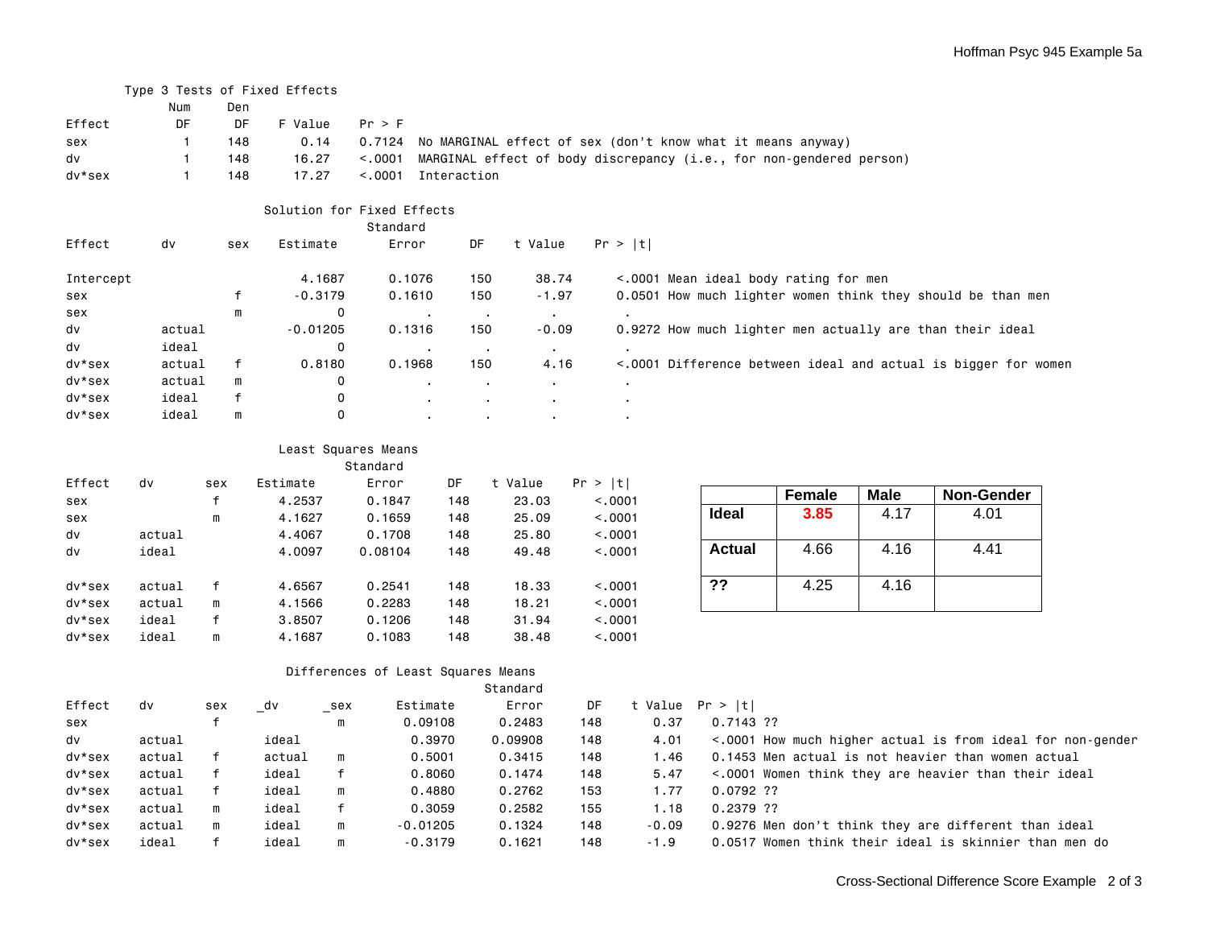**Type 3 Tests of Fixed Effects**

| Effect | Num DF | Den DF | F Value | Pr > F | |
|---|---|---|---|---|---|
| sex | 1 | 148 | 0.14 | 0.7124 | No MARGINAL effect of sex (don't know what it means anyway) |
| dv | 1 | 148 | 16.27 | <.0001 | MARGINAL effect of body discrepancy (i.e., for non-gendered person) |
| dv*sex | 1 | 148 | 17.27 | <.0001 | Interaction |

**Solution for Fixed Effects**

| Effect | dv | sex | Estimate | Standard Error | DF | t Value | Pr > \|t\| | |
|---|---|---|---|---|---|---|---|---|
| Intercept | | | 4.1687 | 0.1076 | 150 | 38.74 | <.0001 | Mean ideal body rating for men |
| sex | | f | -0.3179 | 0.1610 | 150 | -1.97 | 0.0501 | How much lighter women think they should be than men |
| sex | | m | 0 | . | . | . | . | |
| dv | actual | | -0.01205 | 0.1316 | 150 | -0.09 | 0.9272 | How much lighter men actually are than their ideal |
| dv | ideal | | 0 | . | . | . | . | |
| dv*sex | actual | f | 0.8180 | 0.1968 | 150 | 4.16 | <.0001 | Difference between ideal and actual is bigger for women |
| dv*sex | actual | m | 0 | . | . | . | . | |
| dv*sex | ideal | f | 0 | . | . | . | . | |
| dv*sex | ideal | m | 0 | . | . | . | . | |

**Least Squares Means**

| Effect | dv | sex | Estimate | Standard Error | DF | t Value | Pr > \|t\| |
|---|---|---|---|---|---|---|---|
| sex | | f | 4.2537 | 0.1847 | 148 | 23.03 | <.0001 |
| sex | | m | 4.1627 | 0.1659 | 148 | 25.09 | <.0001 |
| dv | actual | | 4.4067 | 0.1708 | 148 | 25.80 | <.0001 |
| dv | ideal | | 4.0097 | 0.08104 | 148 | 49.48 | <.0001 |
| dv*sex | actual | f | 4.6567 | 0.2541 | 148 | 18.33 | <.0001 |
| dv*sex | actual | m | 4.1566 | 0.2283 | 148 | 18.21 | <.0001 |
| dv*sex | ideal | f | 3.8507 | 0.1206 | 148 | 31.94 | <.0001 |
| dv*sex | ideal | m | 4.1687 | 0.1083 | 148 | 38.48 | <.0001 |

| | Female | Male | Non-Gender |
|---|---|---|---|
| **Ideal** | 3.85 | 4.17 | 4.01 |
| **Actual** | 4.66 | 4.16 | 4.41 |
| **??** | 4.25 | 4.16 | |

**Differences of Least Squares Means**

| Effect | dv | sex | _dv | _sex | Estimate | Standard Error | DF | t Value | Pr > \|t\| | |
|---|---|---|---|---|---|---|---|---|---|---|
| sex | | f | | m | 0.09108 | 0.2483 | 148 | 0.37 | 0.7143 | ?? |
| dv | actual | | ideal | | 0.3970 | 0.09908 | 148 | 4.01 | <.0001 | How much higher actual is from ideal for non-gender |
| dv*sex | actual | f | actual | m | 0.5001 | 0.3415 | 148 | 1.46 | 0.1453 | Men actual is not heavier than women actual |
| dv*sex | actual | f | ideal | f | 0.8060 | 0.1474 | 148 | 5.47 | <.0001 | Women think they are heavier than their ideal |
| dv*sex | actual | f | ideal | m | 0.4880 | 0.2762 | 153 | 1.77 | 0.0792 | ?? |
| dv*sex | actual | m | ideal | f | 0.3059 | 0.2582 | 155 | 1.18 | 0.2379 | ?? |
| dv*sex | actual | m | ideal | m | -0.01205 | 0.1324 | 148 | -0.09 | 0.9276 | Men don't think they are different than ideal |
| dv*sex | ideal | f | ideal | m | -0.3179 | 0.1621 | 148 | -1.9 | 0.0517 | Women think their ideal is skinnier than men do |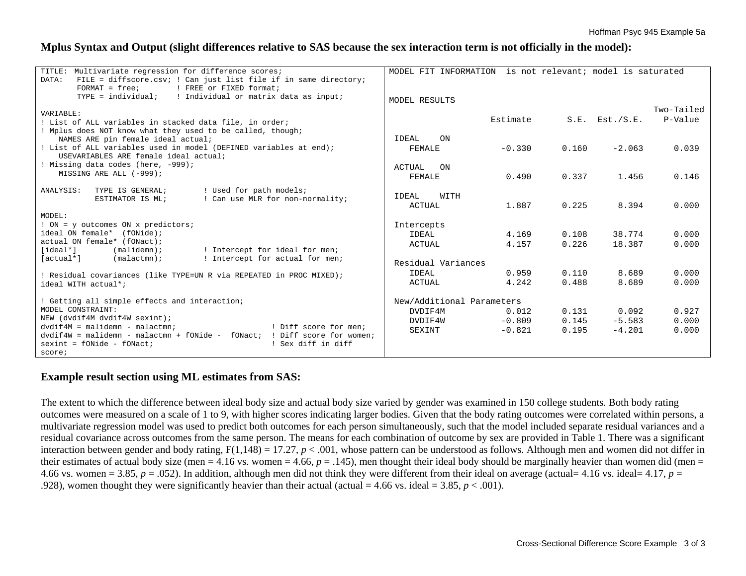**Mplus Syntax and Output (slight differences relative to SAS because the sex interaction term is not officially in the model):**

```
TITLE: Multivariate regression for difference scores;
DATA:  FILE = diffscore.csv; ! Can just list file if in same directory;
       FORMAT = free;        ! FREE or FIXED format;
       TYPE = individual;    ! Individual or matrix data as input;

VARIABLE:
! List of ALL variables in stacked data file, in order;
! Mplus does NOT know what they used to be called, though;
    NAMES ARE pin female ideal actual;
! List of ALL variables used in model (DEFINED variables at end);
    USEVARIABLES ARE female ideal actual;
! Missing data codes (here, -999);
    MISSING ARE ALL (-999);

ANALYSIS:   TYPE IS GENERAL;        ! Used for path models;
            ESTIMATOR IS ML;        ! Can use MLR for non-normality;

MODEL:
! ON = y outcomes ON x predictors;
ideal ON female*  (fONide);
actual ON female* (fONact);
[ideal*]        (malidemn);         ! Intercept for ideal for men;
[actual*]       (malactmn);         ! Intercept for actual for men;

! Residual covariances (like TYPE=UN R via REPEATED in PROC MIXED);
ideal WITH actual*;

! Getting all simple effects and interaction;
MODEL CONSTRAINT:
NEW (dvdif4M dvdif4W sexint);
dvdif4M = malidemn - malactmn;                     ! Diff score for men;
dvdif4W = malidemn - malactmn + fONide -  fONact;  ! Diff score for women;
sexint = fONide - fONact;                          ! Sex diff in diff
score;
```

```
MODEL FIT INFORMATION  is not relevant; model is saturated


MODEL RESULTS
                                                          Two-Tailed
                    Estimate       S.E.  Est./S.E.    P-Value

 IDEAL    ON
    FEMALE            -0.330      0.160     -2.063      0.039

 ACTUAL   ON
    FEMALE             0.490      0.337      1.456      0.146

 IDEAL    WITH
    ACTUAL             1.887      0.225      8.394      0.000

 Intercepts
    IDEAL              4.169      0.108     38.774      0.000
    ACTUAL             4.157      0.226     18.387      0.000

 Residual Variances
    IDEAL              0.959      0.110      8.689      0.000
    ACTUAL             4.242      0.488      8.689      0.000

 New/Additional Parameters
    DVDIF4M            0.012      0.131      0.092      0.927
    DVDIF4W           -0.809      0.145     -5.583      0.000
    SEXINT            -0.821      0.195     -4.201      0.000
```

**Example result section using ML estimates from SAS:**

The extent to which the difference between ideal body size and actual body size varied by gender was examined in 150 college students. Both body rating outcomes were measured on a scale of 1 to 9, with higher scores indicating larger bodies. Given that the body rating outcomes were correlated within persons, a multivariate regression model was used to predict both outcomes for each person simultaneously, such that the model included separate residual variances and a residual covariance across outcomes from the same person. The means for each combination of outcome by sex are provided in Table 1. There was a significant interaction between gender and body rating, $F(1,148) = 17.27$, $p < .001$, whose pattern can be understood as follows. Although men and women did not differ in their estimates of actual body size (men = 4.16 vs. women = 4.66, $p = .145$), men thought their ideal body should be marginally heavier than women did (men = 4.66 vs. women = 3.85, $p = .052$). In addition, although men did not think they were different from their ideal on average (actual= 4.16 vs. ideal= 4.17, $p = .928$), women thought they were significantly heavier than their actual (actual = 4.66 vs. ideal = 3.85, $p < .001$).